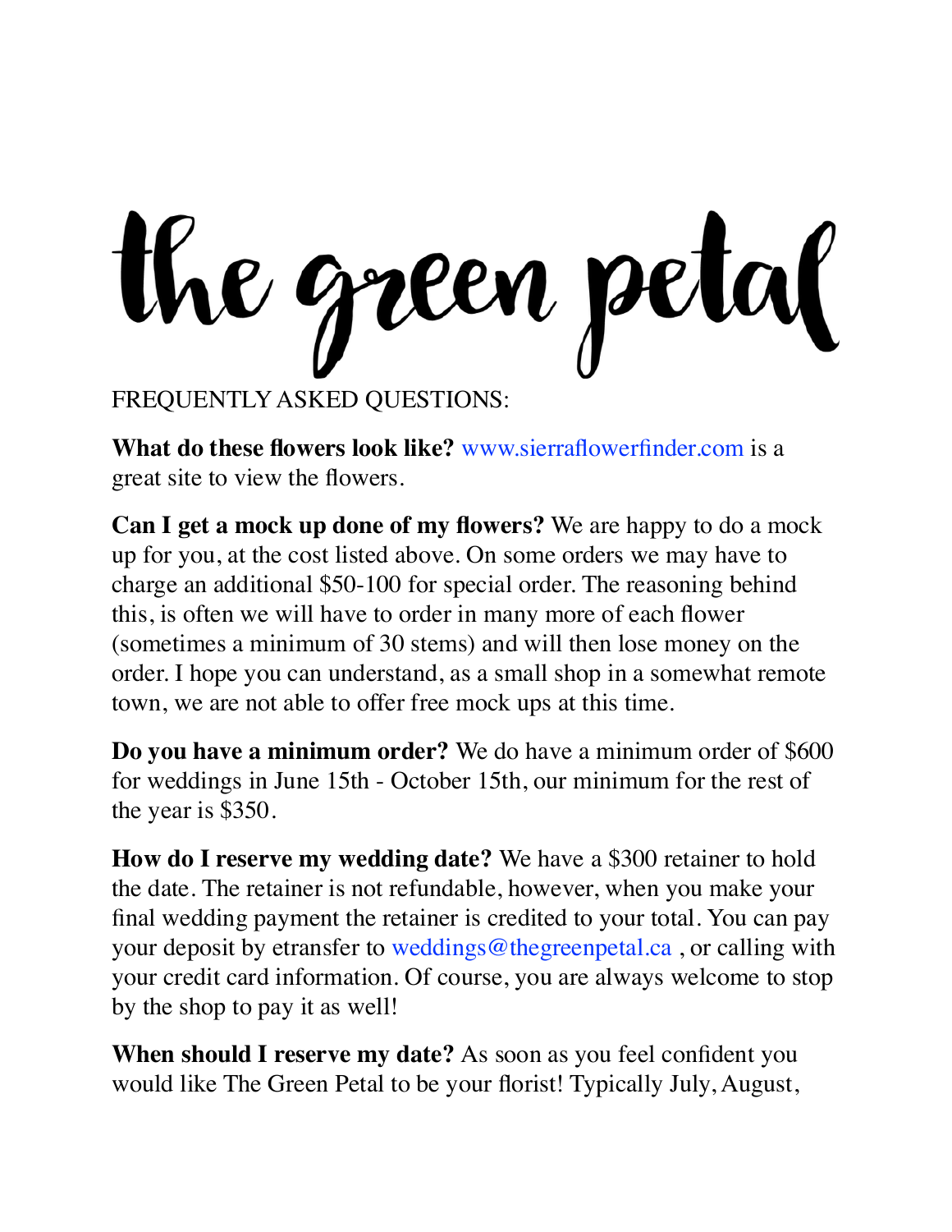# the green petal

FREQUENTLY ASKED QUESTIONS:

**What do these flowers look like?** www.sierraflowerfinder.com is a great site to view the flowers.

**Can I get a mock up done of my flowers?** We are happy to do a mock up for you, at the cost listed above. On some orders we may have to charge an additional $50-100 for special order. The reasoning behind this, is often we will have to order in many more of each flower (sometimes a minimum of 30 stems) and will then lose money on the order. I hope you can understand, as a small shop in a somewhat remote town, we are not able to offer free mock ups at this time.

**Do you have a minimum order?** We do have a minimum order of $600 for weddings in June 15th - October 15th, our minimum for the rest of the year is $350.

**How do I reserve my wedding date?** We have a $300 retainer to hold the date. The retainer is not refundable, however, when you make your final wedding payment the retainer is credited to your total. You can pay your deposit by etransfer to weddings@thegreenpetal.ca , or calling with your credit card information. Of course, you are always welcome to stop by the shop to pay it as well!

**When should I reserve my date?** As soon as you feel confident you would like The Green Petal to be your florist! Typically July, August,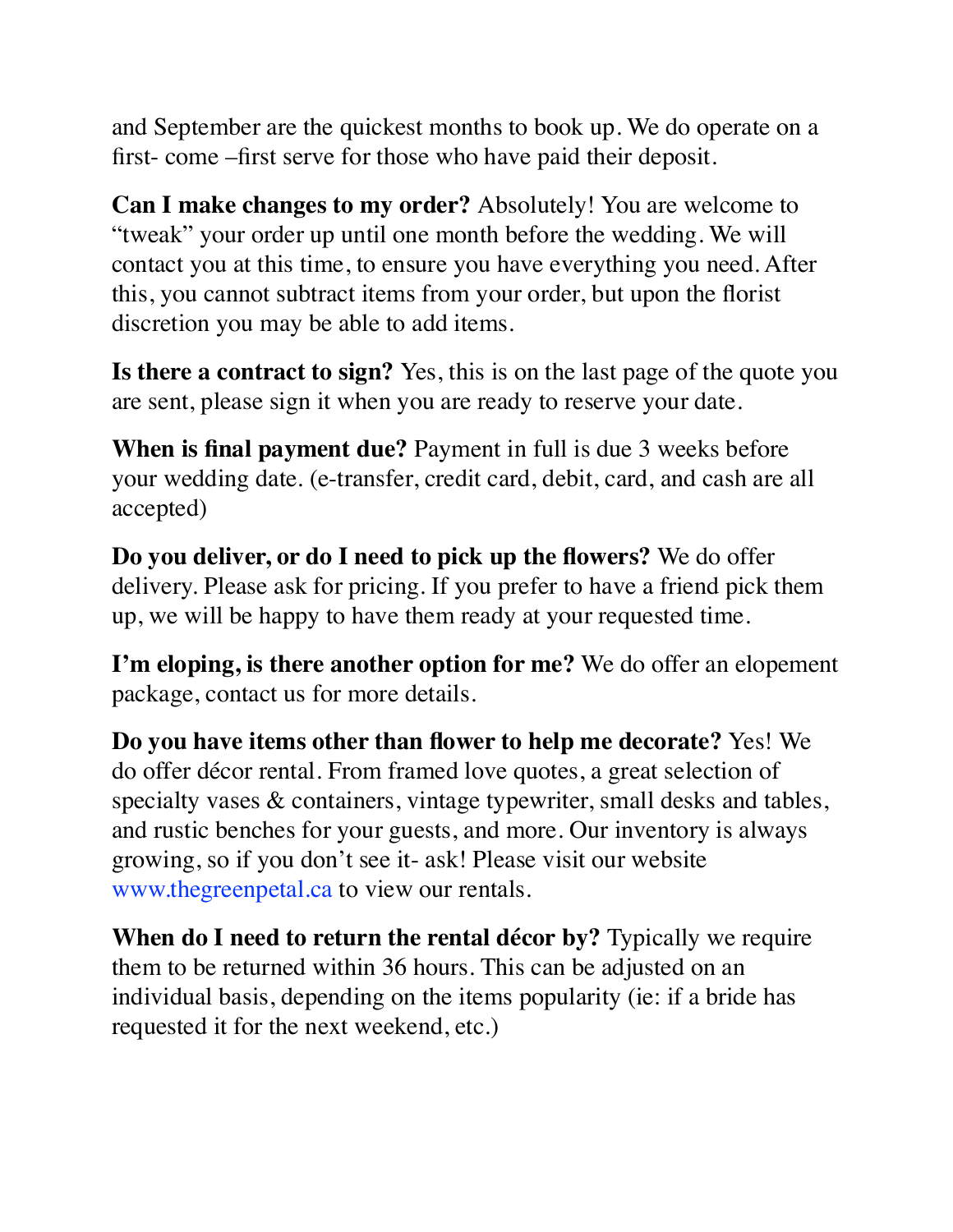and September are the quickest months to book up. We do operate on a first- come –first serve for those who have paid their deposit.

**Can I make changes to my order?** Absolutely! You are welcome to "tweak" your order up until one month before the wedding. We will contact you at this time, to ensure you have everything you need. After this, you cannot subtract items from your order, but upon the florist discretion you may be able to add items.

**Is there a contract to sign?** Yes, this is on the last page of the quote you are sent, please sign it when you are ready to reserve your date.

**When is final payment due?** Payment in full is due 3 weeks before your wedding date. (e-transfer, credit card, debit, card, and cash are all accepted)

**Do you deliver, or do I need to pick up the flowers?** We do offer delivery. Please ask for pricing. If you prefer to have a friend pick them up, we will be happy to have them ready at your requested time.

**I'm eloping, is there another option for me?** We do offer an elopement package, contact us for more details.

**Do you have items other than flower to help me decorate?** Yes! We do offer décor rental. From framed love quotes, a great selection of specialty vases & containers, vintage typewriter, small desks and tables, and rustic benches for your guests, and more. Our inventory is always growing, so if you don't see it- ask! Please visit our website www.thegreenpetal.ca to view our rentals.

**When do I need to return the rental décor by?** Typically we require them to be returned within 36 hours. This can be adjusted on an individual basis, depending on the items popularity (ie: if a bride has requested it for the next weekend, etc.)